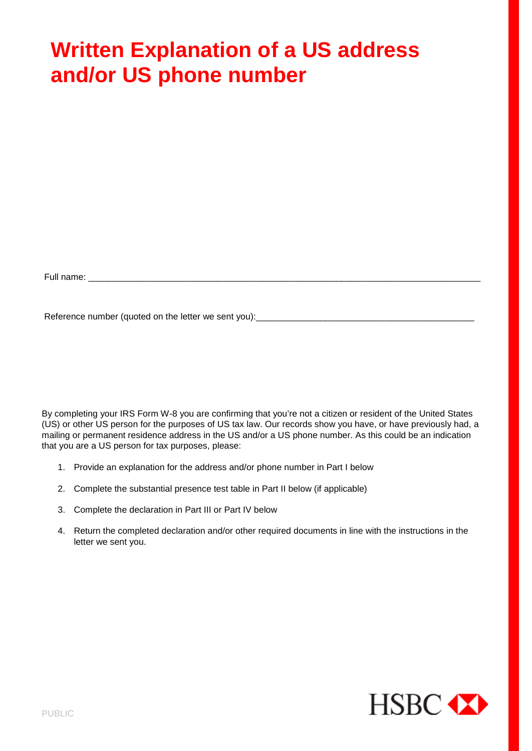# Written Explanation of a US address and/or US phone number

Full name: ___________________________________________________________________________

Reference number (quoted on the letter we sent you):_____________________________________________

By completing your IRS Form W-8 you are confirming that you're not a citizen or resident of the United States (US) or other US person for the purposes of US tax law. Our records show you have, or have previously had, a mailing or permanent residence address in the US and/or a US phone number. As this could be an indication that you are a US person for tax purposes, please:

1. Provide an explanation for the address and/or phone number in Part I below
2. Complete the substantial presence test table in Part II below (if applicable)
3. Complete the declaration in Part III or Part IV below
4. Return the completed declaration and/or other required documents in line with the instructions in the letter we sent you.

PUBLIC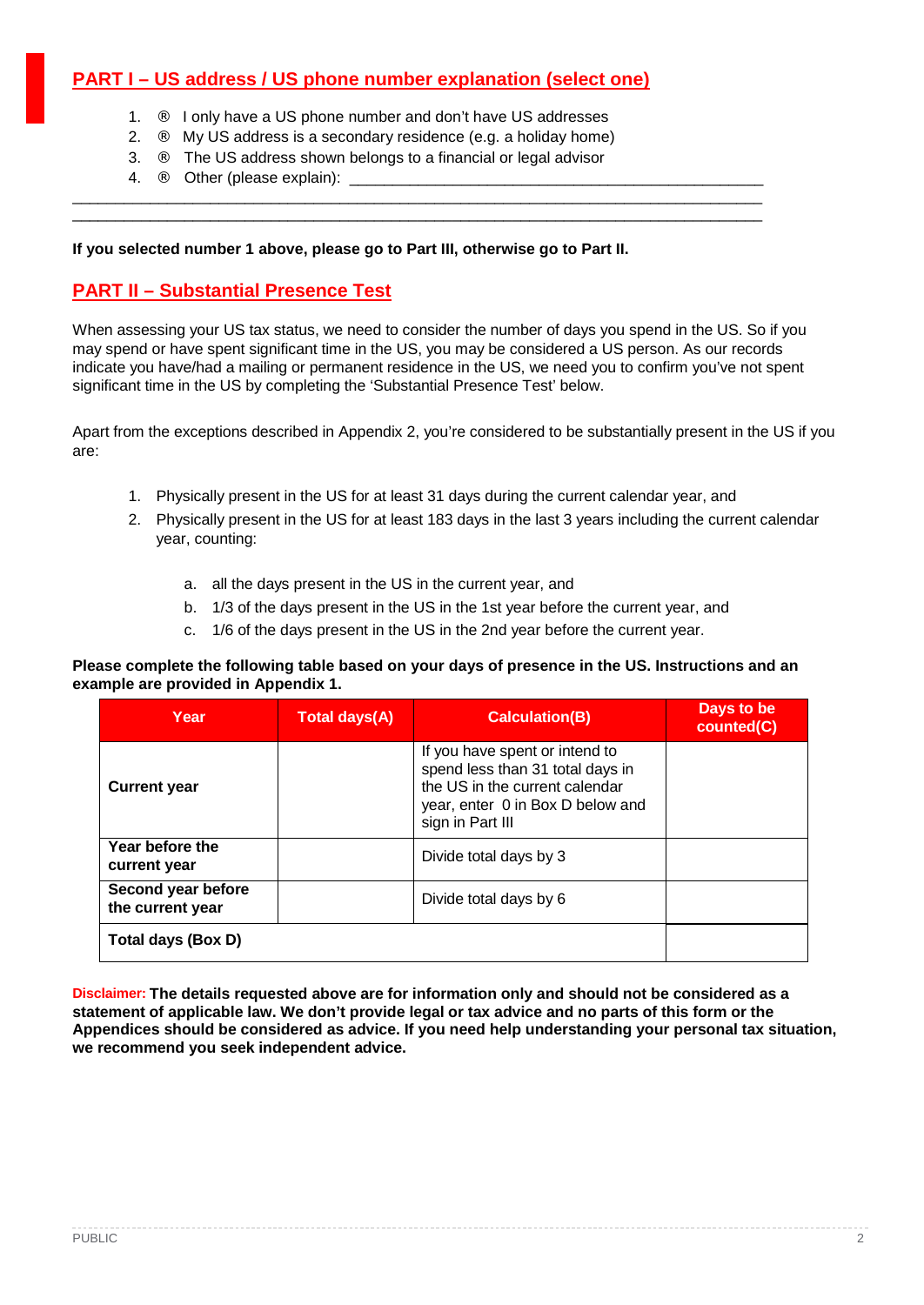## PART I – US address / US phone number explanation (select one)

1. ® I only have a US phone number and don't have US addresses
2. ® My US address is a secondary residence (e.g. a holiday home)
3. ® The US address shown belongs to a financial or legal advisor
4. ® Other (please explain): ______________________________________________

______________________________________________________________________________
______________________________________________________________________________

**If you selected number 1 above, please go to Part III, otherwise go to Part II.**

## PART II – Substantial Presence Test

When assessing your US tax status, we need to consider the number of days you spend in the US. So if you may spend or have spent significant time in the US, you may be considered a US person. As our records indicate you have/had a mailing or permanent residence in the US, we need you to confirm you've not spent significant time in the US by completing the 'Substantial Presence Test' below.

Apart from the exceptions described in Appendix 2, you're considered to be substantially present in the US if you are:

1. Physically present in the US for at least 31 days during the current calendar year, and
2. Physically present in the US for at least 183 days in the last 3 years including the current calendar year, counting:
   a. all the days present in the US in the current year, and
   b. 1/3 of the days present in the US in the 1st year before the current year, and
   c. 1/6 of the days present in the US in the 2nd year before the current year.

**Please complete the following table based on your days of presence in the US. Instructions and an example are provided in Appendix 1.**

| Year | Total days(A) | Calculation(B) | Days to be counted(C) |
|---|---|---|---|
| **Current year** | | If you have spent or intend to spend less than 31 total days in the US in the current calendar year, enter 0 in Box D below and sign in Part III | |
| **Year before the current year** | | Divide total days by 3 | |
| **Second year before the current year** | | Divide total days by 6 | |
| **Total days (Box D)** | | | |

Disclaimer: **The details requested above are for information only and should not be considered as a statement of applicable law. We don't provide legal or tax advice and no parts of this form or the Appendices should be considered as advice. If you need help understanding your personal tax situation, we recommend you seek independent advice.**

PUBLIC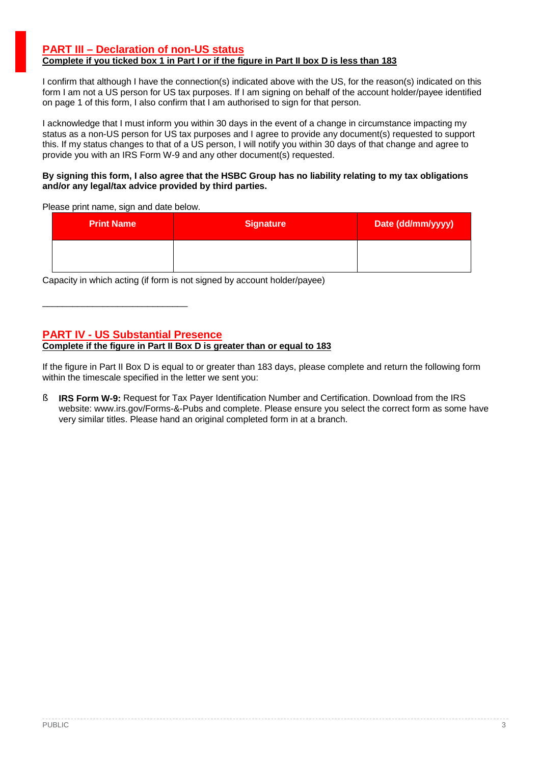## PART III – Declaration of non-US status

**Complete if you ticked box 1 in Part I or if the figure in Part II box D is less than 183**

I confirm that although I have the connection(s) indicated above with the US, for the reason(s) indicated on this form I am not a US person for US tax purposes. If I am signing on behalf of the account holder/payee identified on page 1 of this form, I also confirm that I am authorised to sign for that person.

I acknowledge that I must inform you within 30 days in the event of a change in circumstance impacting my status as a non-US person for US tax purposes and I agree to provide any document(s) requested to support this. If my status changes to that of a US person, I will notify you within 30 days of that change and agree to provide you with an IRS Form W-9 and any other document(s) requested.

**By signing this form, I also agree that the HSBC Group has no liability relating to my tax obligations and/or any legal/tax advice provided by third parties.**

Please print name, sign and date below.

| Print Name | Signature | Date (dd/mm/yyyy) |
|---|---|---|
| | | |

Capacity in which acting (if form is not signed by account holder/payee)

_____________________________

## PART IV - US Substantial Presence

**Complete if the figure in Part II Box D is greater than or equal to 183**

If the figure in Part II Box D is equal to or greater than 183 days, please complete and return the following form within the timescale specified in the letter we sent you:

- **IRS Form W-9:** Request for Tax Payer Identification Number and Certification. Download from the IRS website: www.irs.gov/Forms-&-Pubs and complete. Please ensure you select the correct form as some have very similar titles. Please hand an original completed form in at a branch.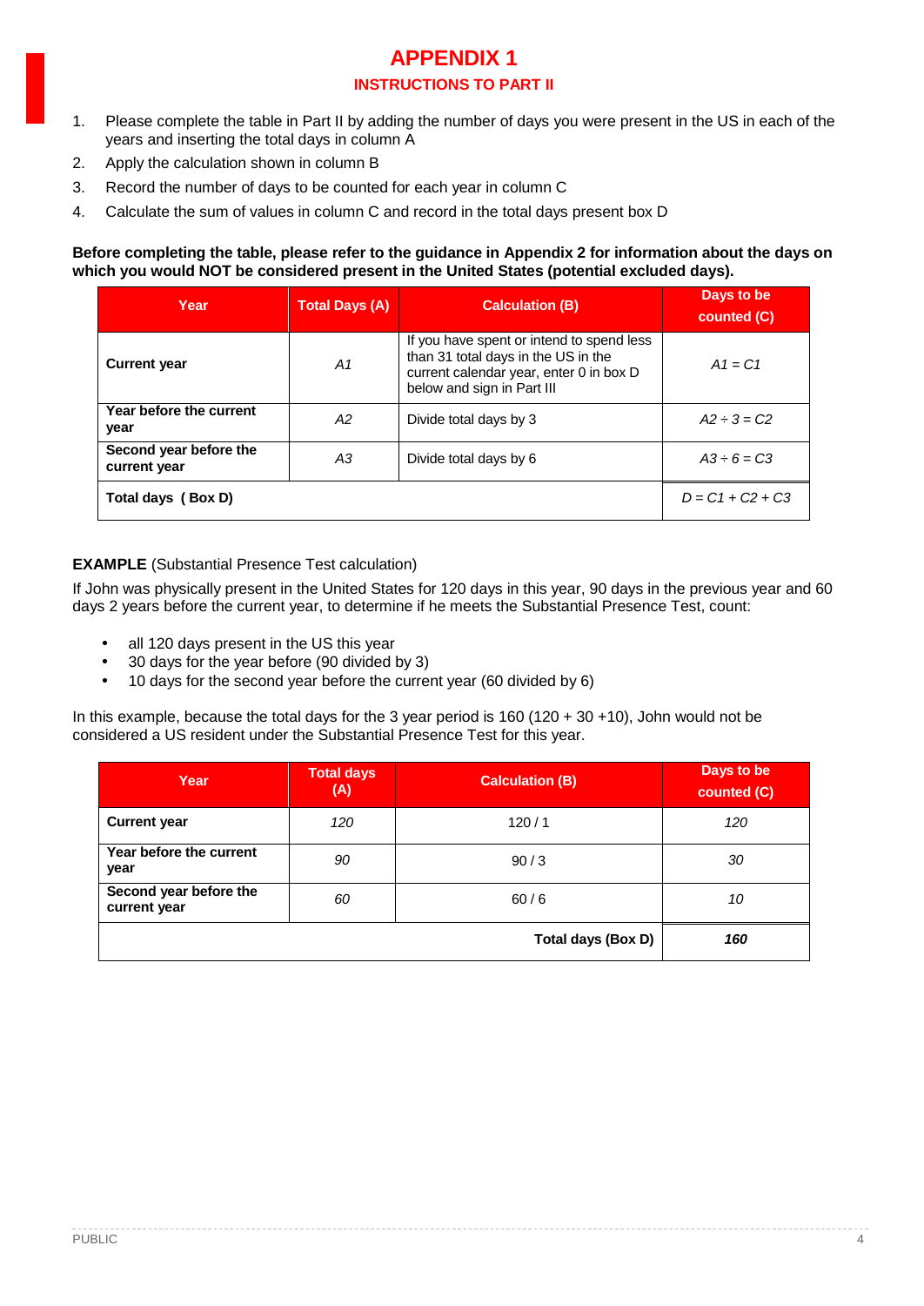# APPENDIX 1

## INSTRUCTIONS TO PART II

1. Please complete the table in Part II by adding the number of days you were present in the US in each of the years and inserting the total days in column A
2. Apply the calculation shown in column B
3. Record the number of days to be counted for each year in column C
4. Calculate the sum of values in column C and record in the total days present box D

**Before completing the table, please refer to the guidance in Appendix 2 for information about the days on which you would NOT be considered present in the United States (potential excluded days).**

| Year | Total Days (A) | Calculation (B) | Days to be counted (C) |
|---|---|---|---|
| **Current year** | *A1* | If you have spent or intend to spend less than 31 total days in the US in the current calendar year, enter 0 in box D below and sign in Part III | *A1 = C1* |
| **Year before the current year** | *A2* | Divide total days by 3 | *A2 ÷ 3 = C2* |
| **Second year before the current year** | *A3* | Divide total days by 6 | *A3 ÷ 6 = C3* |
| **Total days ( Box D)** | | | *D = C1 + C2 + C3* |

**EXAMPLE** (Substantial Presence Test calculation)

If John was physically present in the United States for 120 days in this year, 90 days in the previous year and 60 days 2 years before the current year, to determine if he meets the Substantial Presence Test, count:

- all 120 days present in the US this year
- 30 days for the year before (90 divided by 3)
- 10 days for the second year before the current year (60 divided by 6)

In this example, because the total days for the 3 year period is 160 (120 + 30 +10), John would not be considered a US resident under the Substantial Presence Test for this year.

| Year | Total days (A) | Calculation (B) | Days to be counted (C) |
|---|---|---|---|
| **Current year** | *120* | 120 / 1 | *120* |
| **Year before the current year** | *90* | 90 / 3 | *30* |
| **Second year before the current year** | *60* | 60 / 6 | *10* |
| | | **Total days (Box D)** | ***160*** |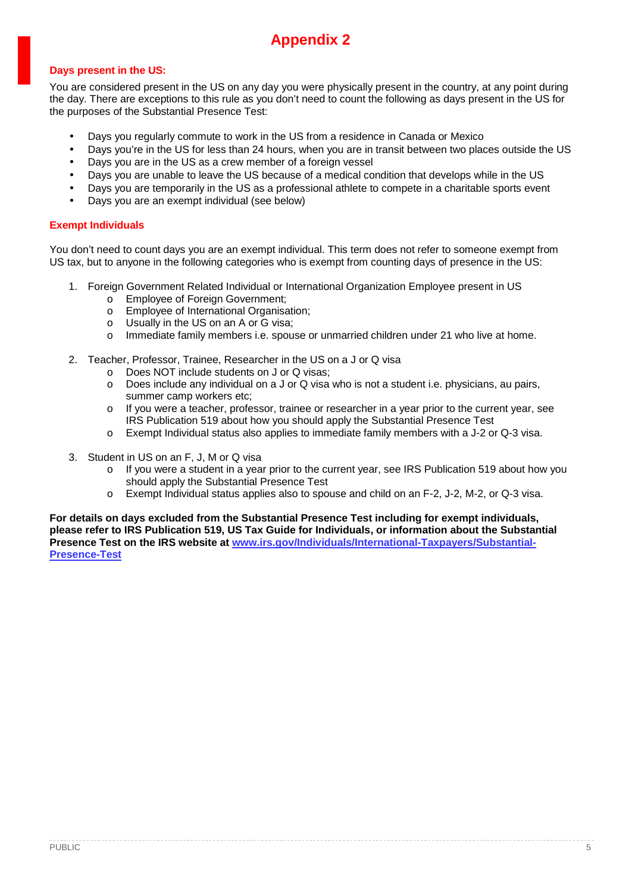# Appendix 2

## Days present in the US:

You are considered present in the US on any day you were physically present in the country, at any point during the day. There are exceptions to this rule as you don't need to count the following as days present in the US for the purposes of the Substantial Presence Test:

- Days you regularly commute to work in the US from a residence in Canada or Mexico
- Days you're in the US for less than 24 hours, when you are in transit between two places outside the US
- Days you are in the US as a crew member of a foreign vessel
- Days you are unable to leave the US because of a medical condition that develops while in the US
- Days you are temporarily in the US as a professional athlete to compete in a charitable sports event
- Days you are an exempt individual (see below)

## Exempt Individuals

You don't need to count days you are an exempt individual. This term does not refer to someone exempt from US tax, but to anyone in the following categories who is exempt from counting days of presence in the US:

1. Foreign Government Related Individual or International Organization Employee present in US
   - Employee of Foreign Government;
   - Employee of International Organisation;
   - Usually in the US on an A or G visa;
   - Immediate family members i.e. spouse or unmarried children under 21 who live at home.

2. Teacher, Professor, Trainee, Researcher in the US on a J or Q visa
   - Does NOT include students on J or Q visas;
   - Does include any individual on a J or Q visa who is not a student i.e. physicians, au pairs, summer camp workers etc;
   - If you were a teacher, professor, trainee or researcher in a year prior to the current year, see IRS Publication 519 about how you should apply the Substantial Presence Test
   - Exempt Individual status also applies to immediate family members with a J-2 or Q-3 visa.

3. Student in US on an F, J, M or Q visa
   - If you were a student in a year prior to the current year, see IRS Publication 519 about how you should apply the Substantial Presence Test
   - Exempt Individual status applies also to spouse and child on an F-2, J-2, M-2, or Q-3 visa.

**For details on days excluded from the Substantial Presence Test including for exempt individuals, please refer to IRS Publication 519, US Tax Guide for Individuals, or information about the Substantial Presence Test on the IRS website at [www.irs.gov/Individuals/International-Taxpayers/Substantial-Presence-Test](www.irs.gov/Individuals/International-Taxpayers/Substantial-Presence-Test)**

PUBLIC